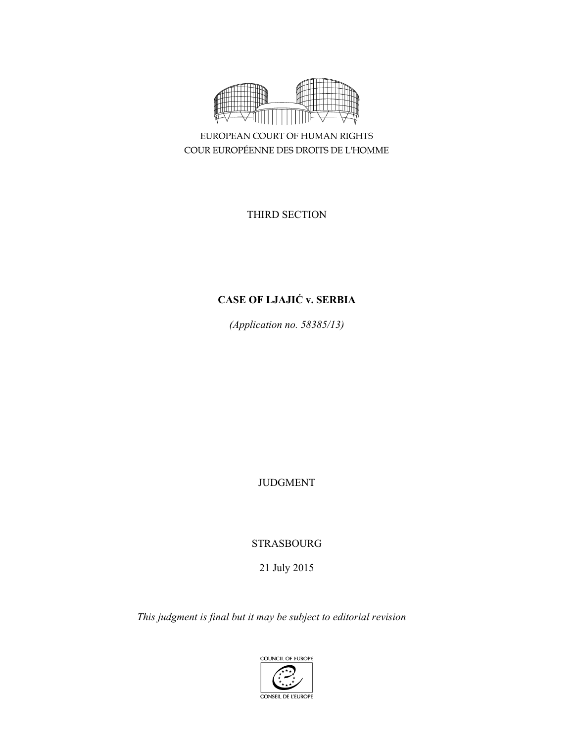EUROPEAN COURT OF HUMAN RIGHTS
COUR EUROPÉENNE DES DROITS DE L'HOMME

THIRD SECTION

**CASE OF LJAJIĆ v. SERBIA**

*(Application no. 58385/13)*

JUDGMENT

STRASBOURG

21 July 2015

*This judgment is final but it may be subject to editorial revision*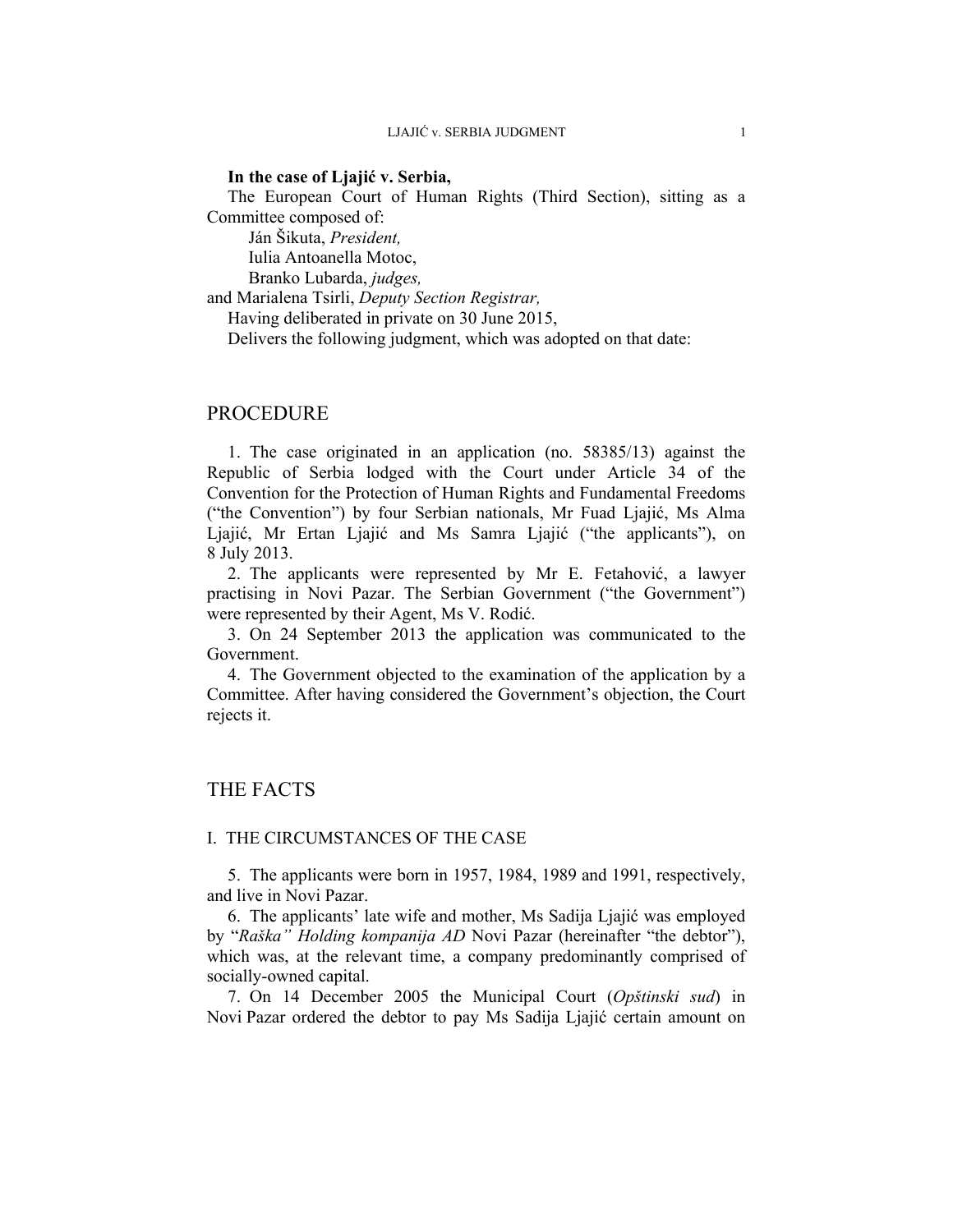**In the case of Ljajić v. Serbia,**

The European Court of Human Rights (Third Section), sitting as a Committee composed of:

Ján Šikuta, *President,*
Iulia Antoanella Motoc,
Branko Lubarda, *judges,*
and Marialena Tsirli, *Deputy Section Registrar,*

Having deliberated in private on 30 June 2015,

Delivers the following judgment, which was adopted on that date:

# PROCEDURE

1. The case originated in an application (no. 58385/13) against the Republic of Serbia lodged with the Court under Article 34 of the Convention for the Protection of Human Rights and Fundamental Freedoms ("the Convention") by four Serbian nationals, Mr Fuad Ljajić, Ms Alma Ljajić, Mr Ertan Ljajić and Ms Samra Ljajić ("the applicants"), on 8 July 2013.

2. The applicants were represented by Mr E. Fetahović, a lawyer practising in Novi Pazar. The Serbian Government ("the Government") were represented by their Agent, Ms V. Rodić.

3. On 24 September 2013 the application was communicated to the Government.

4. The Government objected to the examination of the application by a Committee. After having considered the Government's objection, the Court rejects it.

# THE FACTS

## I. THE CIRCUMSTANCES OF THE CASE

5. The applicants were born in 1957, 1984, 1989 and 1991, respectively, and live in Novi Pazar.

6. The applicants' late wife and mother, Ms Sadija Ljajić was employed by "*Raška" Holding kompanija AD* Novi Pazar (hereinafter "the debtor"), which was, at the relevant time, a company predominantly comprised of socially-owned capital.

7. On 14 December 2005 the Municipal Court (*Opštinski sud*) in Novi Pazar ordered the debtor to pay Ms Sadija Ljajić certain amount on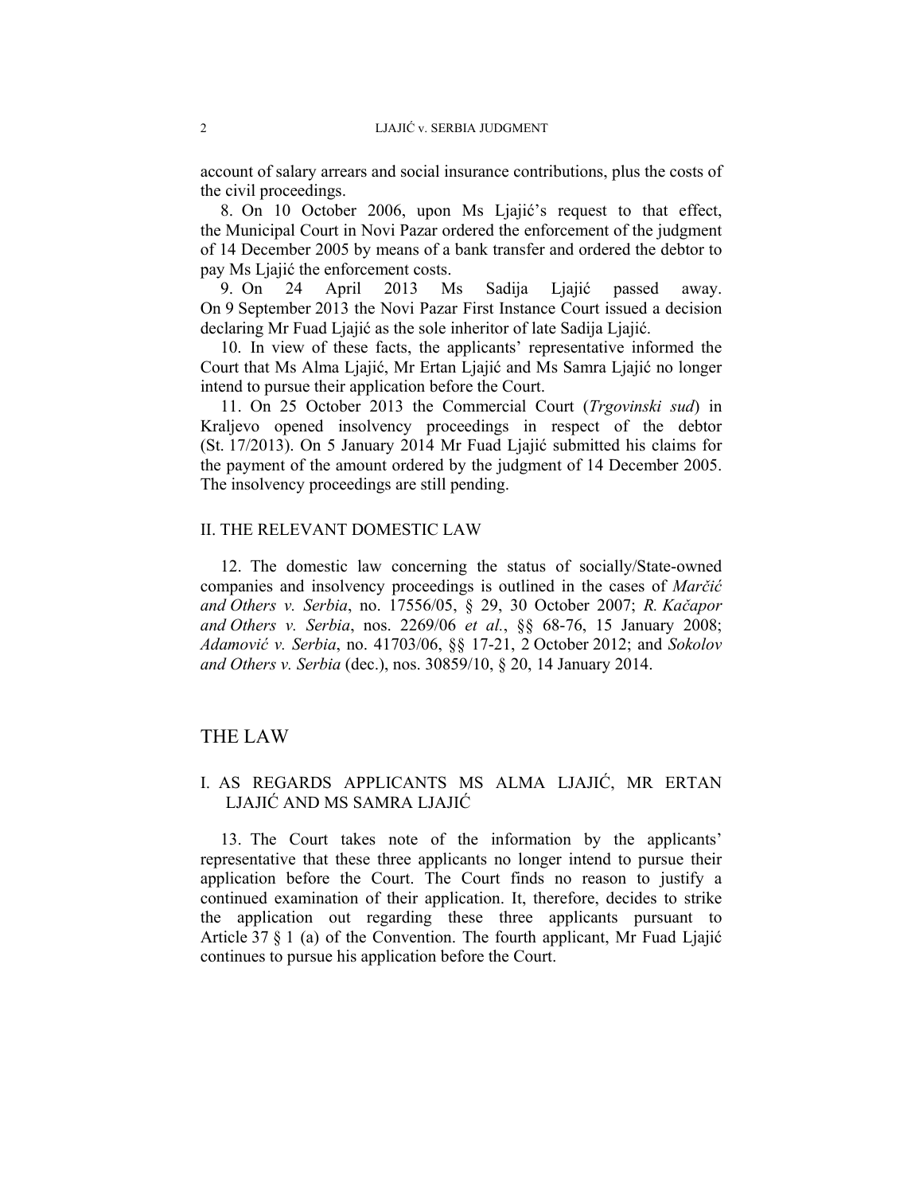account of salary arrears and social insurance contributions, plus the costs of the civil proceedings.

8. On 10 October 2006, upon Ms Ljajić's request to that effect, the Municipal Court in Novi Pazar ordered the enforcement of the judgment of 14 December 2005 by means of a bank transfer and ordered the debtor to pay Ms Ljajić the enforcement costs.

9. On 24 April 2013 Ms Sadija Ljajić passed away. On 9 September 2013 the Novi Pazar First Instance Court issued a decision declaring Mr Fuad Ljajić as the sole inheritor of late Sadija Ljajić.

10. In view of these facts, the applicants' representative informed the Court that Ms Alma Ljajić, Mr Ertan Ljajić and Ms Samra Ljajić no longer intend to pursue their application before the Court.

11. On 25 October 2013 the Commercial Court (*Trgovinski sud*) in Kraljevo opened insolvency proceedings in respect of the debtor (St. 17/2013). On 5 January 2014 Mr Fuad Ljajić submitted his claims for the payment of the amount ordered by the judgment of 14 December 2005. The insolvency proceedings are still pending.

## II. THE RELEVANT DOMESTIC LAW

12. The domestic law concerning the status of socially/State-owned companies and insolvency proceedings is outlined in the cases of *Marčić and Others v. Serbia*, no. 17556/05, § 29, 30 October 2007; *R. Kačapor and Others v. Serbia*, nos. 2269/06 *et al.*, §§ 68-76, 15 January 2008; *Adamović v. Serbia*, no. 41703/06, §§ 17-21, 2 October 2012; and *Sokolov and Others v. Serbia* (dec.), nos. 30859/10, § 20, 14 January 2014.

# THE LAW

## I. AS REGARDS APPLICANTS MS ALMA LJAJIĆ, MR ERTAN LJAJIĆ AND MS SAMRA LJAJIĆ

13. The Court takes note of the information by the applicants' representative that these three applicants no longer intend to pursue their application before the Court. The Court finds no reason to justify a continued examination of their application. It, therefore, decides to strike the application out regarding these three applicants pursuant to Article 37 § 1 (a) of the Convention. The fourth applicant, Mr Fuad Ljajić continues to pursue his application before the Court.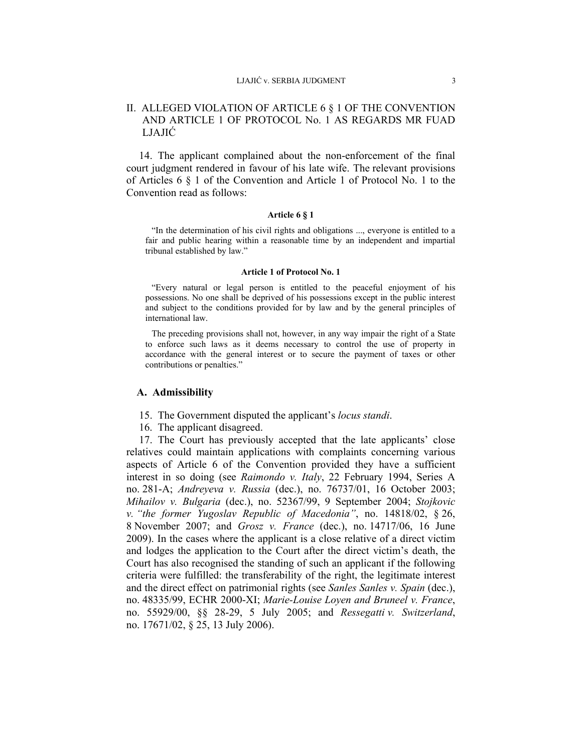## II. ALLEGED VIOLATION OF ARTICLE 6 § 1 OF THE CONVENTION AND ARTICLE 1 OF PROTOCOL No. 1 AS REGARDS MR FUAD LJAJIĆ

14. The applicant complained about the non-enforcement of the final court judgment rendered in favour of his late wife. The relevant provisions of Articles 6 § 1 of the Convention and Article 1 of Protocol No. 1 to the Convention read as follows:

**Article 6 § 1**

> "In the determination of his civil rights and obligations ..., everyone is entitled to a fair and public hearing within a reasonable time by an independent and impartial tribunal established by law."

**Article 1 of Protocol No. 1**

> "Every natural or legal person is entitled to the peaceful enjoyment of his possessions. No one shall be deprived of his possessions except in the public interest and subject to the conditions provided for by law and by the general principles of international law.
>
> The preceding provisions shall not, however, in any way impair the right of a State to enforce such laws as it deems necessary to control the use of property in accordance with the general interest or to secure the payment of taxes or other contributions or penalties."

### A. Admissibility

15. The Government disputed the applicant's *locus standi*.

16. The applicant disagreed.

17. The Court has previously accepted that the late applicants' close relatives could maintain applications with complaints concerning various aspects of Article 6 of the Convention provided they have a sufficient interest in so doing (see *Raimondo v. Italy*, 22 February 1994, Series A no. 281-A; *Andreyeva v. Russia* (dec.), no. 76737/01, 16 October 2003; *Mihailov v. Bulgaria* (dec.), no. 52367/99, 9 September 2004; *Stojkovic v. "the former Yugoslav Republic of Macedonia"*, no. 14818/02, § 26, 8 November 2007; and *Grosz v. France* (dec.), no. 14717/06, 16 June 2009). In the cases where the applicant is a close relative of a direct victim and lodges the application to the Court after the direct victim's death, the Court has also recognised the standing of such an applicant if the following criteria were fulfilled: the transferability of the right, the legitimate interest and the direct effect on patrimonial rights (see *Sanles Sanles v. Spain* (dec.), no. 48335/99, ECHR 2000-XI; *Marie-Louise Loyen and Bruneel v. France*, no. 55929/00, §§ 28-29, 5 July 2005; and *Ressegatti v. Switzerland*, no. 17671/02, § 25, 13 July 2006).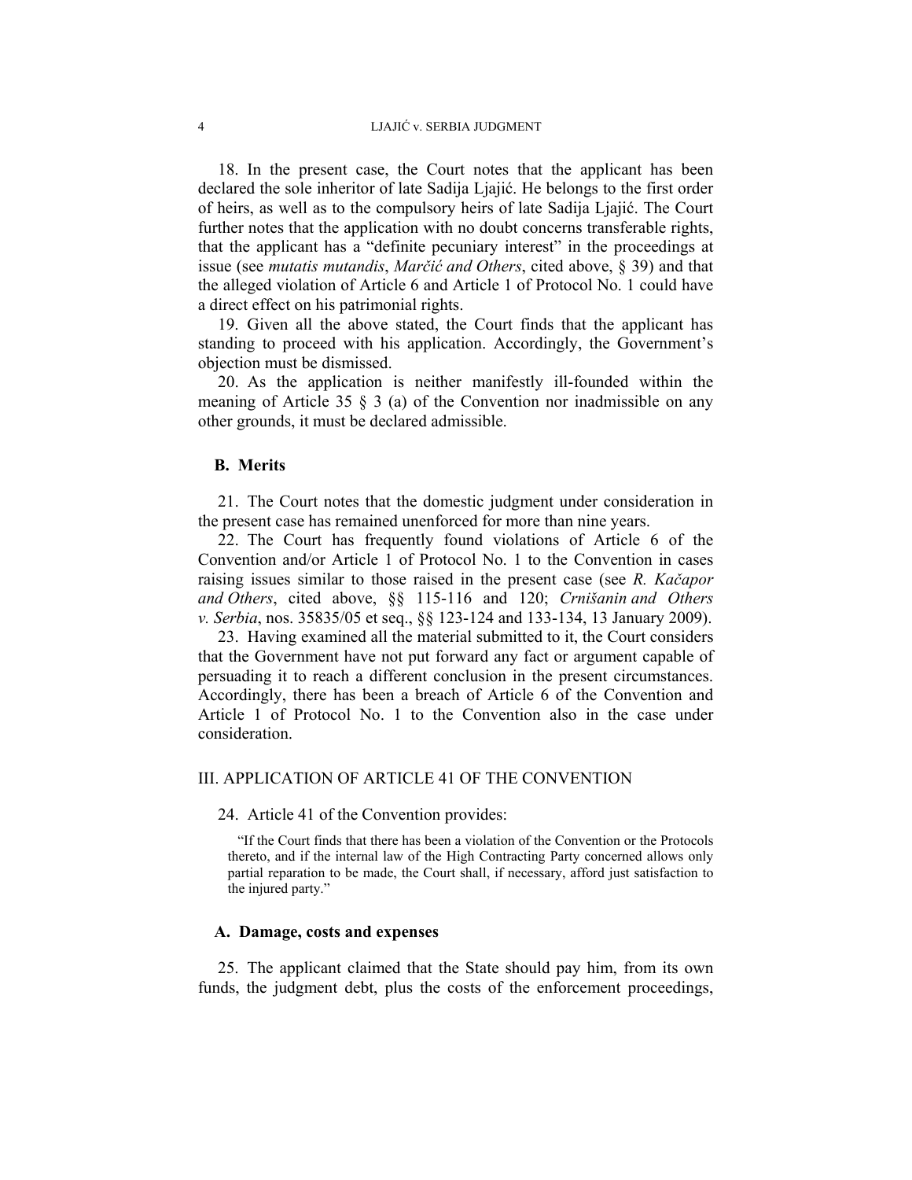18. In the present case, the Court notes that the applicant has been declared the sole inheritor of late Sadija Ljajić. He belongs to the first order of heirs, as well as to the compulsory heirs of late Sadija Ljajić. The Court further notes that the application with no doubt concerns transferable rights, that the applicant has a "definite pecuniary interest" in the proceedings at issue (see *mutatis mutandis*, *Marčić and Others*, cited above, § 39) and that the alleged violation of Article 6 and Article 1 of Protocol No. 1 could have a direct effect on his patrimonial rights.

19. Given all the above stated, the Court finds that the applicant has standing to proceed with his application. Accordingly, the Government's objection must be dismissed.

20. As the application is neither manifestly ill-founded within the meaning of Article 35 § 3 (a) of the Convention nor inadmissible on any other grounds, it must be declared admissible.

### B. Merits

21. The Court notes that the domestic judgment under consideration in the present case has remained unenforced for more than nine years.

22. The Court has frequently found violations of Article 6 of the Convention and/or Article 1 of Protocol No. 1 to the Convention in cases raising issues similar to those raised in the present case (see *R. Kačapor and Others*, cited above, §§ 115-116 and 120; *Crnišanin and Others v. Serbia*, nos. 35835/05 et seq., §§ 123-124 and 133-134, 13 January 2009).

23. Having examined all the material submitted to it, the Court considers that the Government have not put forward any fact or argument capable of persuading it to reach a different conclusion in the present circumstances. Accordingly, there has been a breach of Article 6 of the Convention and Article 1 of Protocol No. 1 to the Convention also in the case under consideration.

## III. APPLICATION OF ARTICLE 41 OF THE CONVENTION

24. Article 41 of the Convention provides:

> "If the Court finds that there has been a violation of the Convention or the Protocols thereto, and if the internal law of the High Contracting Party concerned allows only partial reparation to be made, the Court shall, if necessary, afford just satisfaction to the injured party."

### A. Damage, costs and expenses

25. The applicant claimed that the State should pay him, from its own funds, the judgment debt, plus the costs of the enforcement proceedings,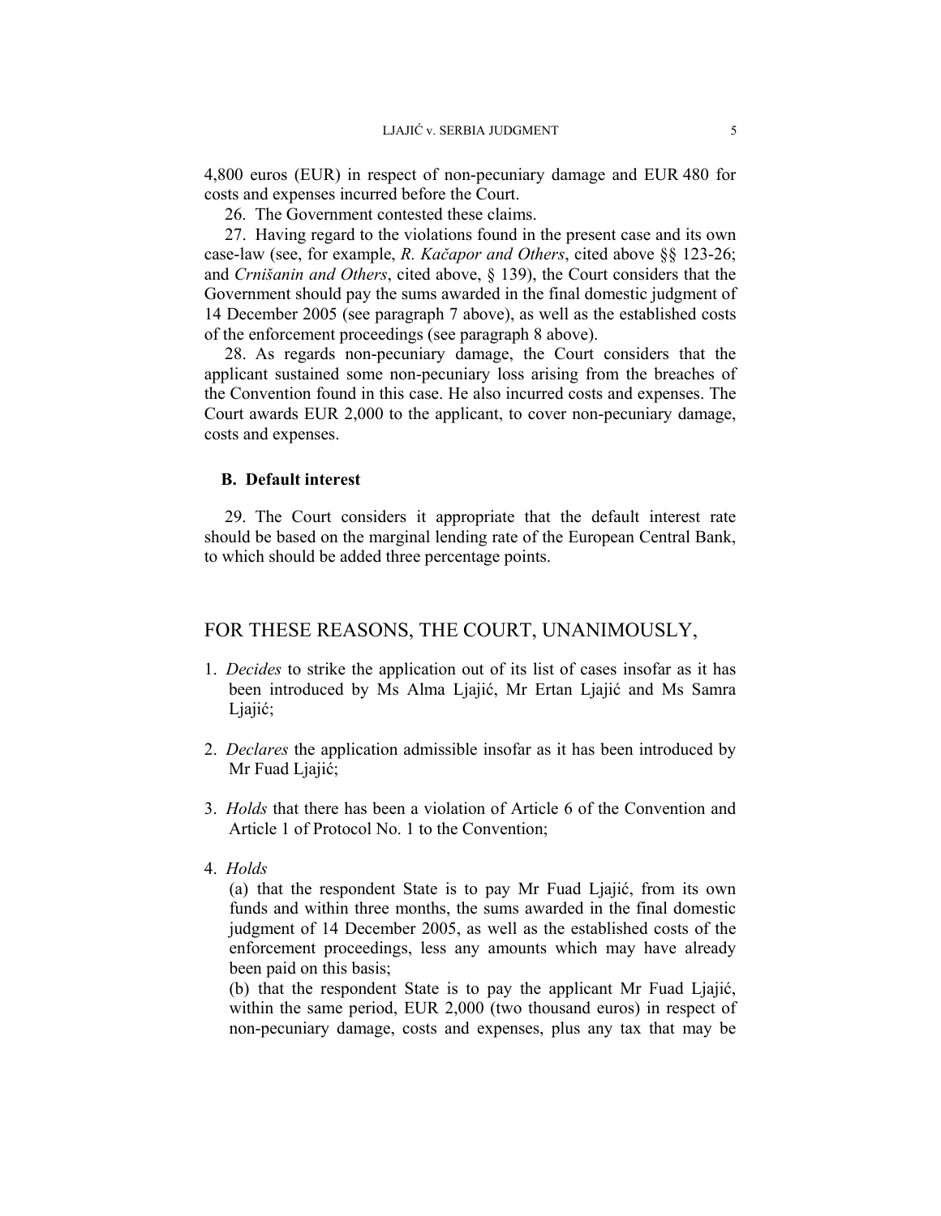4,800 euros (EUR) in respect of non-pecuniary damage and EUR 480 for costs and expenses incurred before the Court.

26. The Government contested these claims.

27. Having regard to the violations found in the present case and its own case-law (see, for example, *R. Kačapor and Others*, cited above §§ 123-26; and *Crnišanin and Others*, cited above, § 139), the Court considers that the Government should pay the sums awarded in the final domestic judgment of 14 December 2005 (see paragraph 7 above), as well as the established costs of the enforcement proceedings (see paragraph 8 above).

28. As regards non-pecuniary damage, the Court considers that the applicant sustained some non-pecuniary loss arising from the breaches of the Convention found in this case. He also incurred costs and expenses. The Court awards EUR 2,000 to the applicant, to cover non-pecuniary damage, costs and expenses.

### B. Default interest

29. The Court considers it appropriate that the default interest rate should be based on the marginal lending rate of the European Central Bank, to which should be added three percentage points.

## FOR THESE REASONS, THE COURT, UNANIMOUSLY,

1. *Decides* to strike the application out of its list of cases insofar as it has been introduced by Ms Alma Ljajić, Mr Ertan Ljajić and Ms Samra Ljajić;

2. *Declares* the application admissible insofar as it has been introduced by Mr Fuad Ljajić;

3. *Holds* that there has been a violation of Article 6 of the Convention and Article 1 of Protocol No. 1 to the Convention;

4. *Holds*

   (a) that the respondent State is to pay Mr Fuad Ljajić, from its own funds and within three months, the sums awarded in the final domestic judgment of 14 December 2005, as well as the established costs of the enforcement proceedings, less any amounts which may have already been paid on this basis;

   (b) that the respondent State is to pay the applicant Mr Fuad Ljajić, within the same period, EUR 2,000 (two thousand euros) in respect of non-pecuniary damage, costs and expenses, plus any tax that may be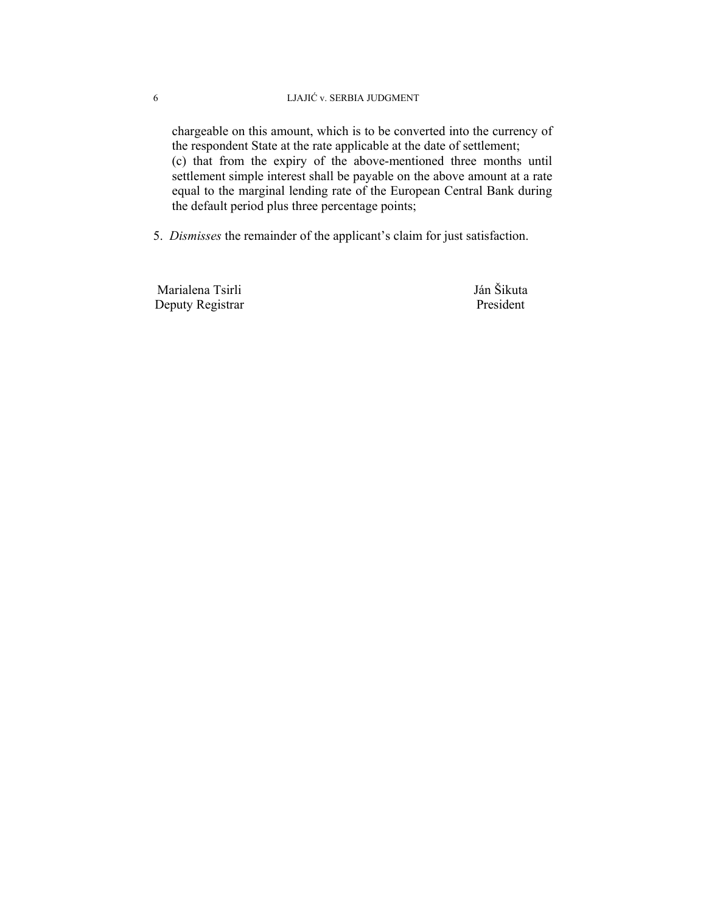chargeable on this amount, which is to be converted into the currency of the respondent State at the rate applicable at the date of settlement;

(c) that from the expiry of the above-mentioned three months until settlement simple interest shall be payable on the above amount at a rate equal to the marginal lending rate of the European Central Bank during the default period plus three percentage points;

5. *Dismisses* the remainder of the applicant's claim for just satisfaction.

| | |
|---|---|
| Marialena Tsirli | Ján Šikuta |
| Deputy Registrar | President |